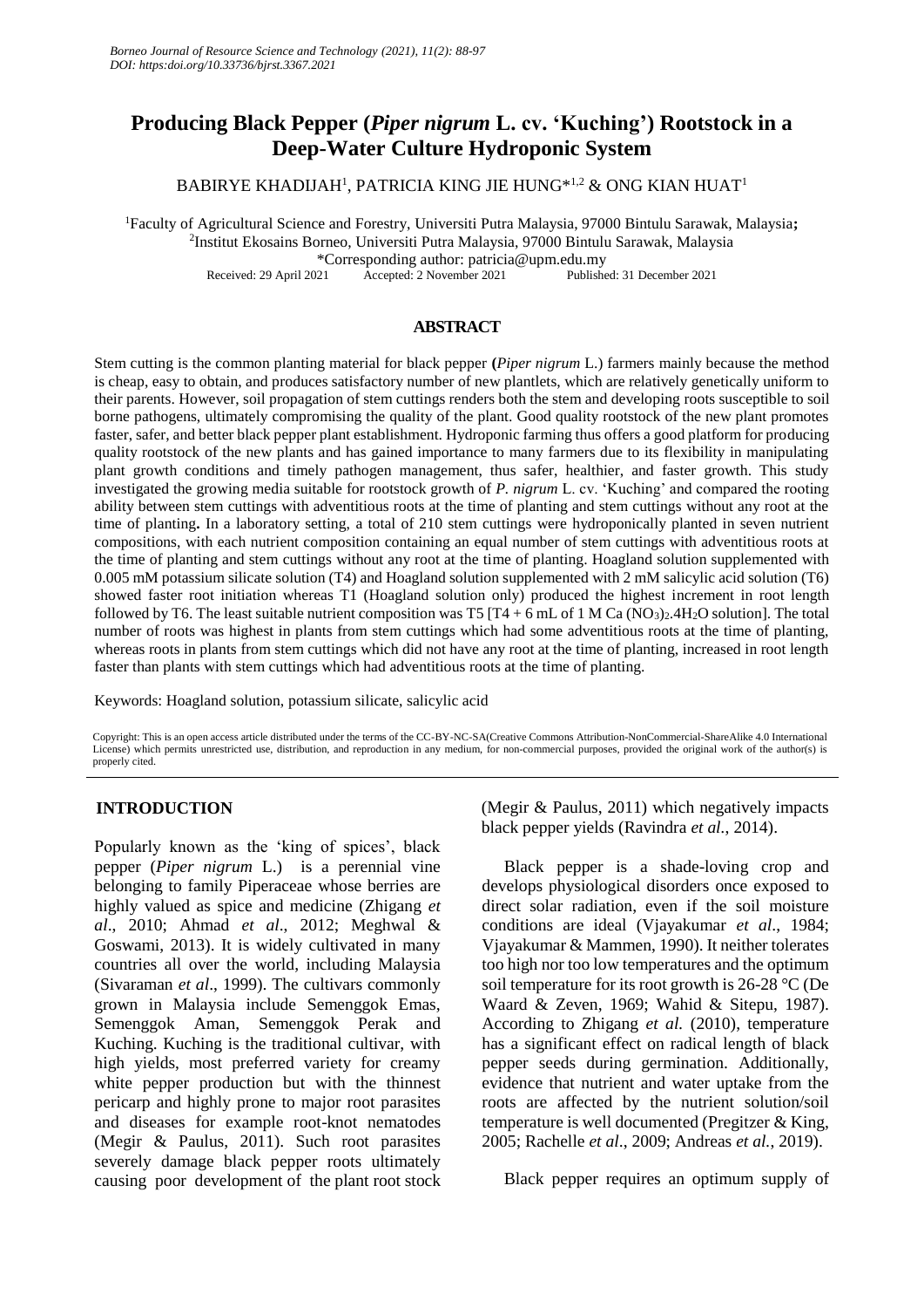# Producing Black Pepper (*Piper nigrum* L. cv. 'Kuching') Rootstock in a Deep-Water Culture Hydroponic System

BABIRYE KHADIJAH[1], PATRICIA KING JIE HUNG*[1,2] & ONG KIAN HUAT[1]

[1]Faculty of Agricultural Science and Forestry, Universiti Putra Malaysia, 97000 Bintulu Sarawak, Malaysia;
[2]Institut Ekosains Borneo, Universiti Putra Malaysia, 97000 Bintulu Sarawak, Malaysia
*Corresponding author: patricia@upm.edu.my
Received: 29 April 2021 Accepted: 2 November 2021 Published: 31 December 2021

## ABSTRACT

Stem cutting is the common planting material for black pepper (*Piper nigrum* L.) farmers mainly because the method is cheap, easy to obtain, and produces satisfactory number of new plantlets, which are relatively genetically uniform to their parents. However, soil propagation of stem cuttings renders both the stem and developing roots susceptible to soil borne pathogens, ultimately compromising the quality of the plant. Good quality rootstock of the new plant promotes faster, safer, and better black pepper plant establishment. Hydroponic farming thus offers a good platform for producing quality rootstock of the new plants and has gained importance to many farmers due to its flexibility in manipulating plant growth conditions and timely pathogen management, thus safer, healthier, and faster growth. This study investigated the growing media suitable for rootstock growth of *P. nigrum* L. cv. 'Kuching' and compared the rooting ability between stem cuttings with adventitious roots at the time of planting and stem cuttings without any root at the time of planting**.** In a laboratory setting, a total of 210 stem cuttings were hydroponically planted in seven nutrient compositions, with each nutrient composition containing an equal number of stem cuttings with adventitious roots at the time of planting and stem cuttings without any root at the time of planting. Hoagland solution supplemented with 0.005 mM potassium silicate solution (T4) and Hoagland solution supplemented with 2 mM salicylic acid solution (T6) showed faster root initiation whereas T1 (Hoagland solution only) produced the highest increment in root length followed by T6. The least suitable nutrient composition was T5 [T4 + 6 mL of 1 M $Ca(NO_3)_2.4H_2O$ solution]. The total number of roots was highest in plants from stem cuttings which had some adventitious roots at the time of planting, whereas roots in plants from stem cuttings which did not have any root at the time of planting, increased in root length faster than plants with stem cuttings which had adventitious roots at the time of planting.

Keywords: Hoagland solution, potassium silicate, salicylic acid

Copyright: This is an open access article distributed under the terms of the CC-BY-NC-SA(Creative Commons Attribution-NonCommercial-ShareAlike 4.0 International License) which permits unrestricted use, distribution, and reproduction in any medium, for non-commercial purposes, provided the original work of the author(s) is properly cited.

## INTRODUCTION

Popularly known as the 'king of spices', black pepper (*Piper nigrum* L.) is a perennial vine belonging to family Piperaceae whose berries are highly valued as spice and medicine (Zhigang *et al*., 2010; Ahmad *et al*., 2012; Meghwal & Goswami, 2013). It is widely cultivated in many countries all over the world, including Malaysia (Sivaraman *et al*., 1999). The cultivars commonly grown in Malaysia include Semenggok Emas, Semenggok Aman, Semenggok Perak and Kuching. Kuching is the traditional cultivar, with high yields, most preferred variety for creamy white pepper production but with the thinnest pericarp and highly prone to major root parasites and diseases for example root-knot nematodes (Megir & Paulus, 2011). Such root parasites severely damage black pepper roots ultimately causing poor development of the plant root stock (Megir & Paulus, 2011) which negatively impacts black pepper yields (Ravindra *et al.*, 2014).

Black pepper is a shade-loving crop and develops physiological disorders once exposed to direct solar radiation, even if the soil moisture conditions are ideal (Vjayakumar *et al*., 1984; Vjayakumar & Mammen, 1990). It neither tolerates too high nor too low temperatures and the optimum soil temperature for its root growth is 26-28 °C (De Waard & Zeven, 1969; Wahid & Sitepu, 1987). According to Zhigang *et al.* (2010), temperature has a significant effect on radical length of black pepper seeds during germination. Additionally, evidence that nutrient and water uptake from the roots are affected by the nutrient solution/soil temperature is well documented (Pregitzer & King, 2005; Rachelle *et al*., 2009; Andreas *et al.*, 2019).

Black pepper requires an optimum supply of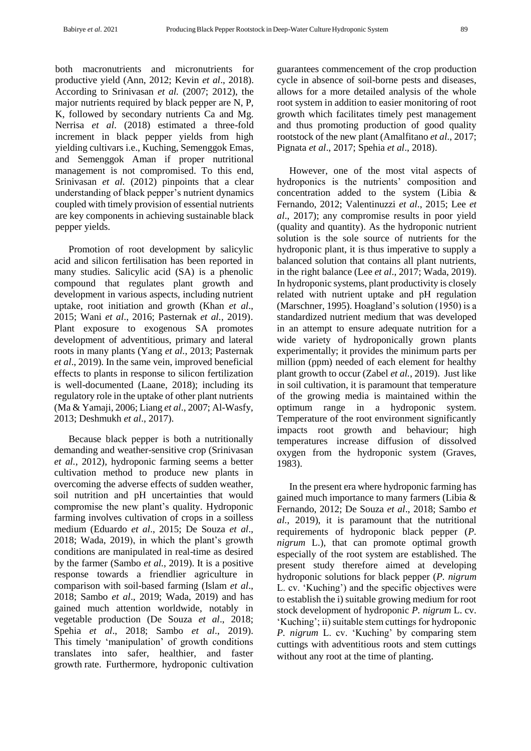both macronutrients and micronutrients for productive yield (Ann, 2012; Kevin *et al*., 2018). According to Srinivasan *et al.* (2007; 2012), the major nutrients required by black pepper are N, P, K, followed by secondary nutrients Ca and Mg. Nerrisa *et al*. (2018) estimated a three-fold increment in black pepper yields from high yielding cultivars i.e., Kuching, Semenggok Emas, and Semenggok Aman if proper nutritional management is not compromised. To this end, Srinivasan *et al*. (2012) pinpoints that a clear understanding of black pepper's nutrient dynamics coupled with timely provision of essential nutrients are key components in achieving sustainable black pepper yields.

Promotion of root development by salicylic acid and silicon fertilisation has been reported in many studies. Salicylic acid (SA) is a phenolic compound that regulates plant growth and development in various aspects, including nutrient uptake, root initiation and growth (Khan *et al*., 2015; Wani *et al*., 2016; Pasternak *et al.*, 2019). Plant exposure to exogenous SA promotes development of adventitious, primary and lateral roots in many plants (Yang *et al*., 2013; Pasternak *et al*., 2019). In the same vein, improved beneficial effects to plants in response to silicon fertilization is well-documented (Laane, 2018); including its regulatory role in the uptake of other plant nutrients (Ma & Yamaji, 2006; Liang *et al*., 2007; Al-Wasfy, 2013; Deshmukh *et al*., 2017).

Because black pepper is both a nutritionally demanding and weather-sensitive crop (Srinivasan *et al.*, 2012), hydroponic farming seems a better cultivation method to produce new plants in overcoming the adverse effects of sudden weather, soil nutrition and pH uncertainties that would compromise the new plant's quality. Hydroponic farming involves cultivation of crops in a soilless medium (Eduardo *et al*., 2015; De Souza *et al*., 2018; Wada, 2019), in which the plant's growth conditions are manipulated in real-time as desired by the farmer (Sambo *et al.*, 2019). It is a positive response towards a friendlier agriculture in comparison with soil-based farming (Islam *et al*., 2018; Sambo *et al*., 2019; Wada, 2019) and has gained much attention worldwide, notably in vegetable production (De Souza *et al*., 2018; Spehia *et al*., 2018; Sambo *et al*., 2019). This timely 'manipulation' of growth conditions translates into safer, healthier, and faster growth rate. Furthermore, hydroponic cultivation guarantees commencement of the crop production cycle in absence of soil-borne pests and diseases, allows for a more detailed analysis of the whole root system in addition to easier monitoring of root growth which facilitates timely pest management and thus promoting production of good quality rootstock of the new plant (Amalfitano *et al*., 2017; Pignata *et al*., 2017; Spehia *et al*., 2018).

However, one of the most vital aspects of hydroponics is the nutrients' composition and concentration added to the system (Libia & Fernando, 2012; Valentinuzzi *et al*., 2015; Lee *et al*., 2017); any compromise results in poor yield (quality and quantity). As the hydroponic nutrient solution is the sole source of nutrients for the hydroponic plant, it is thus imperative to supply a balanced solution that contains all plant nutrients, in the right balance (Lee *et al*., 2017; Wada, 2019). In hydroponic systems, plant productivity is closely related with nutrient uptake and pH regulation (Marschner, 1995). Hoagland's solution (1950) is a standardized nutrient medium that was developed in an attempt to ensure adequate nutrition for a wide variety of hydroponically grown plants experimentally; it provides the minimum parts per million (ppm) needed of each element for healthy plant growth to occur (Zabel *et al.*, 2019). Just like in soil cultivation, it is paramount that temperature of the growing media is maintained within the optimum range in a hydroponic system. Temperature of the root environment significantly impacts root growth and behaviour; high temperatures increase diffusion of dissolved oxygen from the hydroponic system (Graves, 1983).

In the present era where hydroponic farming has gained much importance to many farmers (Libia & Fernando, 2012; De Souza *et al*., 2018; Sambo *et al.*, 2019), it is paramount that the nutritional requirements of hydroponic black pepper (*P. nigrum* L.), that can promote optimal growth especially of the root system are established. The present study therefore aimed at developing hydroponic solutions for black pepper (*P. nigrum* L. cv. 'Kuching') and the specific objectives were to establish the i) suitable growing medium for root stock development of hydroponic *P. nigrum* L. cv. 'Kuching'; ii) suitable stem cuttings for hydroponic *P. nigrum* L. cv. 'Kuching' by comparing stem cuttings with adventitious roots and stem cuttings without any root at the time of planting.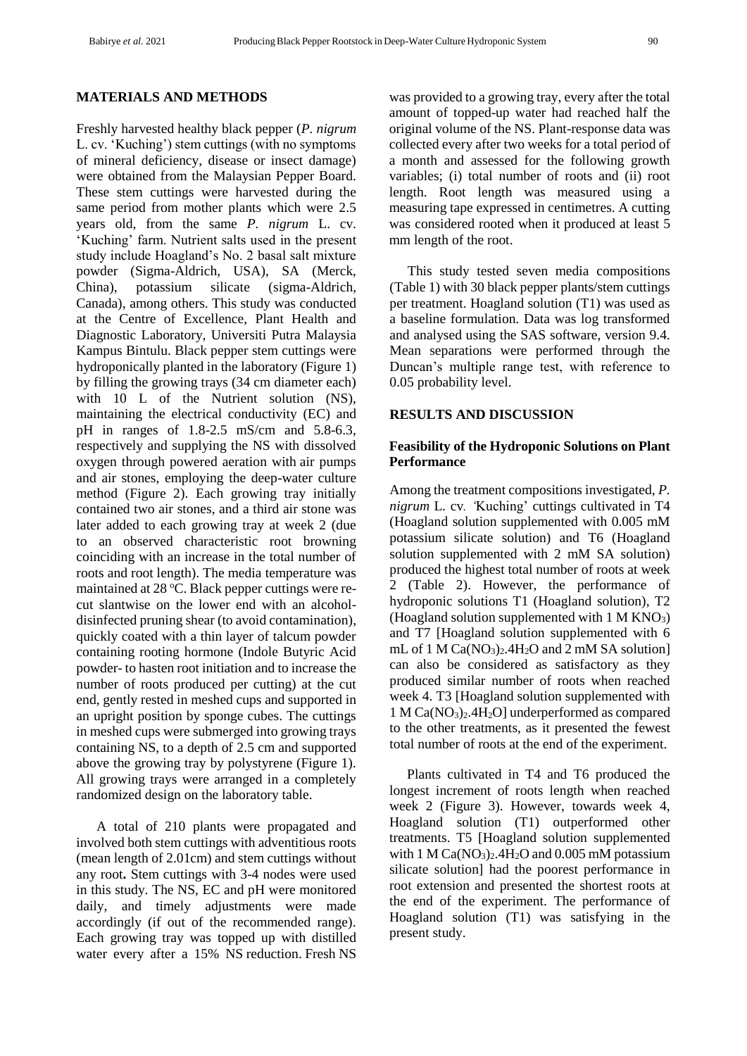## MATERIALS AND METHODS

Freshly harvested healthy black pepper (*P. nigrum* L. cv. 'Kuching') stem cuttings (with no symptoms of mineral deficiency, disease or insect damage) were obtained from the Malaysian Pepper Board. These stem cuttings were harvested during the same period from mother plants which were 2.5 years old, from the same *P. nigrum* L. cv. 'Kuching' farm. Nutrient salts used in the present study include Hoagland's No. 2 basal salt mixture powder (Sigma-Aldrich, USA), SA (Merck, China), potassium silicate (sigma-Aldrich, Canada), among others. This study was conducted at the Centre of Excellence, Plant Health and Diagnostic Laboratory, Universiti Putra Malaysia Kampus Bintulu. Black pepper stem cuttings were hydroponically planted in the laboratory (Figure 1) by filling the growing trays (34 cm diameter each) with 10 L of the Nutrient solution (NS), maintaining the electrical conductivity (EC) and pH in ranges of 1.8-2.5 mS/cm and 5.8-6.3, respectively and supplying the NS with dissolved oxygen through powered aeration with air pumps and air stones, employing the deep-water culture method (Figure 2). Each growing tray initially contained two air stones, and a third air stone was later added to each growing tray at week 2 (due to an observed characteristic root browning coinciding with an increase in the total number of roots and root length). The media temperature was maintained at 28 $^{o}$C. Black pepper cuttings were re-cut slantwise on the lower end with an alcohol-disinfected pruning shear (to avoid contamination), quickly coated with a thin layer of talcum powder containing rooting hormone (Indole Butyric Acid powder- to hasten root initiation and to increase the number of roots produced per cutting) at the cut end, gently rested in meshed cups and supported in an upright position by sponge cubes. The cuttings in meshed cups were submerged into growing trays containing NS, to a depth of 2.5 cm and supported above the growing tray by polystyrene (Figure 1). All growing trays were arranged in a completely randomized design on the laboratory table.

A total of 210 plants were propagated and involved both stem cuttings with adventitious roots (mean length of 2.01cm) and stem cuttings without any root**.** Stem cuttings with 3-4 nodes were used in this study. The NS, EC and pH were monitored daily, and timely adjustments were made accordingly (if out of the recommended range). Each growing tray was topped up with distilled water every after a 15% NS reduction. Fresh NS was provided to a growing tray, every after the total amount of topped-up water had reached half the original volume of the NS. Plant-response data was collected every after two weeks for a total period of a month and assessed for the following growth variables; (i) total number of roots and (ii) root length. Root length was measured using a measuring tape expressed in centimetres. A cutting was considered rooted when it produced at least 5 mm length of the root.

This study tested seven media compositions (Table 1) with 30 black pepper plants/stem cuttings per treatment. Hoagland solution (T1) was used as a baseline formulation. Data was log transformed and analysed using the SAS software, version 9.4. Mean separations were performed through the Duncan's multiple range test, with reference to 0.05 probability level.

## RESULTS AND DISCUSSION

### Feasibility of the Hydroponic Solutions on Plant Performance

Among the treatment compositions investigated, *P. nigrum* L. cv. *'*Kuching' cuttings cultivated in T4 (Hoagland solution supplemented with 0.005 mM potassium silicate solution) and T6 (Hoagland solution supplemented with 2 mM SA solution) produced the highest total number of roots at week 2 (Table 2). However, the performance of hydroponic solutions T1 (Hoagland solution), T2 (Hoagland solution supplemented with 1 M $KNO_3$) and T7 [Hoagland solution supplemented with 6 mL of 1 M $Ca(NO_3)_2.4H_2O$ and 2 mM SA solution] can also be considered as satisfactory as they produced similar number of roots when reached week 4. T3 [Hoagland solution supplemented with 1 M $Ca(NO_3)_2.4H_2O$] underperformed as compared to the other treatments, as it presented the fewest total number of roots at the end of the experiment.

Plants cultivated in T4 and T6 produced the longest increment of roots length when reached week 2 (Figure 3). However, towards week 4, Hoagland solution (T1) outperformed other treatments. T5 [Hoagland solution supplemented with 1 M $Ca(NO_3)_2.4H_2O$ and 0.005 mM potassium silicate solution] had the poorest performance in root extension and presented the shortest roots at the end of the experiment. The performance of Hoagland solution (T1) was satisfying in the present study.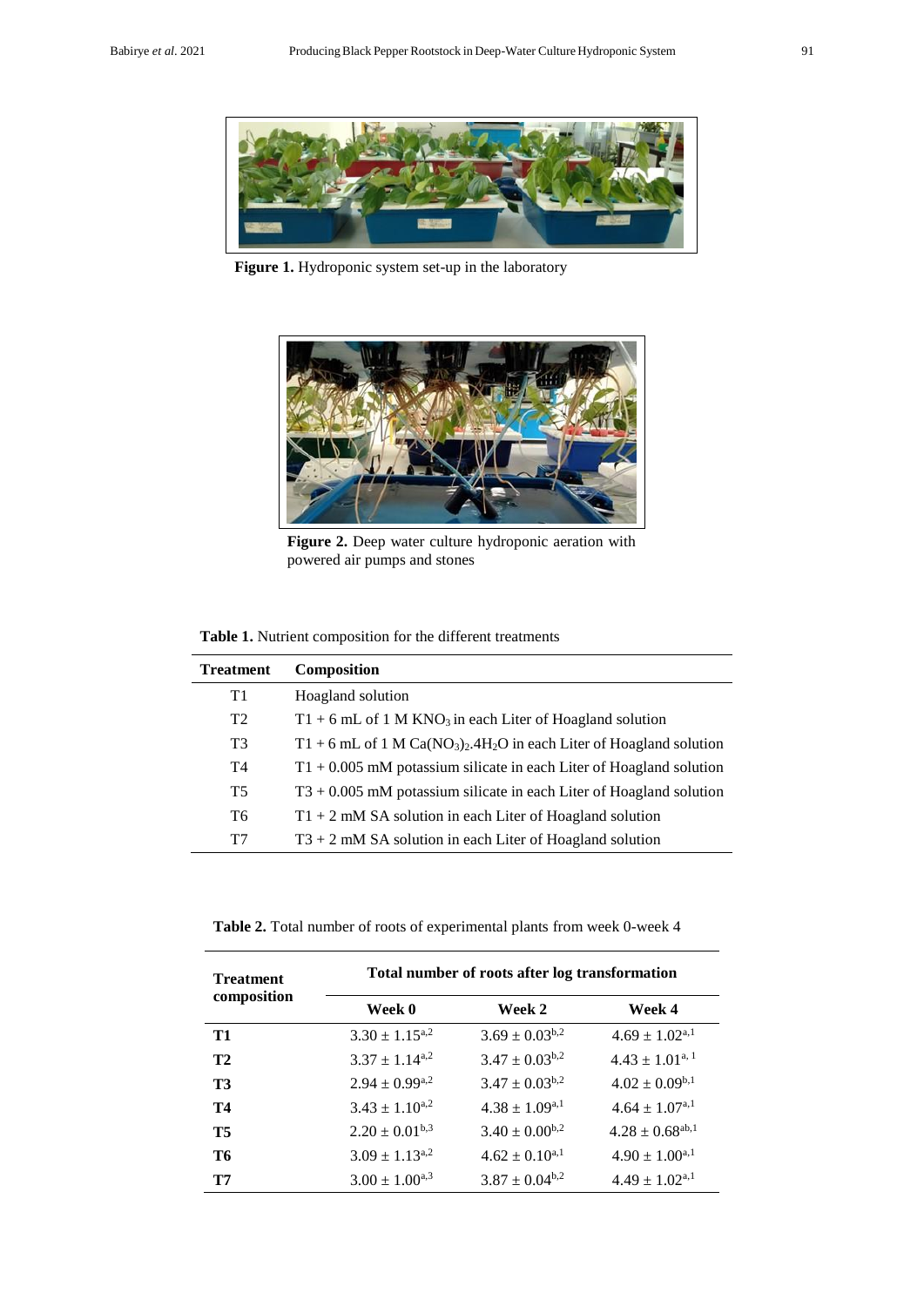**Figure 1.** Hydroponic system set-up in the laboratory

**Figure 2.** Deep water culture hydroponic aeration with powered air pumps and stones

**Table 1.** Nutrient composition for the different treatments

| Treatment | Composition |
|---|---|
| T1 | Hoagland solution |
| T2 | T1 + 6 mL of 1 M $KNO_3$ in each Liter of Hoagland solution |
| T3 | T1 + 6 mL of 1 M $Ca(NO_3)_2.4H_2O$ in each Liter of Hoagland solution |
| T4 | T1 + 0.005 mM potassium silicate in each Liter of Hoagland solution |
| T5 | T3 + 0.005 mM potassium silicate in each Liter of Hoagland solution |
| T6 | T1 + 2 mM SA solution in each Liter of Hoagland solution |
| T7 | T3 + 2 mM SA solution in each Liter of Hoagland solution |

**Table 2.** Total number of roots of experimental plants from week 0-week 4

| Treatment composition | Total number of roots after log transformation | | |
|---|---|---|---|
| | Week 0 | Week 2 | Week 4 |
| **T1** | $3.30 \pm 1.15^{a,2}$ | $3.69 \pm 0.03^{b,2}$ | $4.69 \pm 1.02^{a,1}$ |
| **T2** | $3.37 \pm 1.14^{a,2}$ | $3.47 \pm 0.03^{b,2}$ | $4.43 \pm 1.01^{a,1}$ |
| **T3** | $2.94 \pm 0.99^{a,2}$ | $3.47 \pm 0.03^{b,2}$ | $4.02 \pm 0.09^{b,1}$ |
| **T4** | $3.43 \pm 1.10^{a,2}$ | $4.38 \pm 1.09^{a,1}$ | $4.64 \pm 1.07^{a,1}$ |
| **T5** | $2.20 \pm 0.01^{b,3}$ | $3.40 \pm 0.00^{b,2}$ | $4.28 \pm 0.68^{ab,1}$ |
| **T6** | $3.09 \pm 1.13^{a,2}$ | $4.62 \pm 0.10^{a,1}$ | $4.90 \pm 1.00^{a,1}$ |
| **T7** | $3.00 \pm 1.00^{a,3}$ | $3.87 \pm 0.04^{b,2}$ | $4.49 \pm 1.02^{a,1}$ |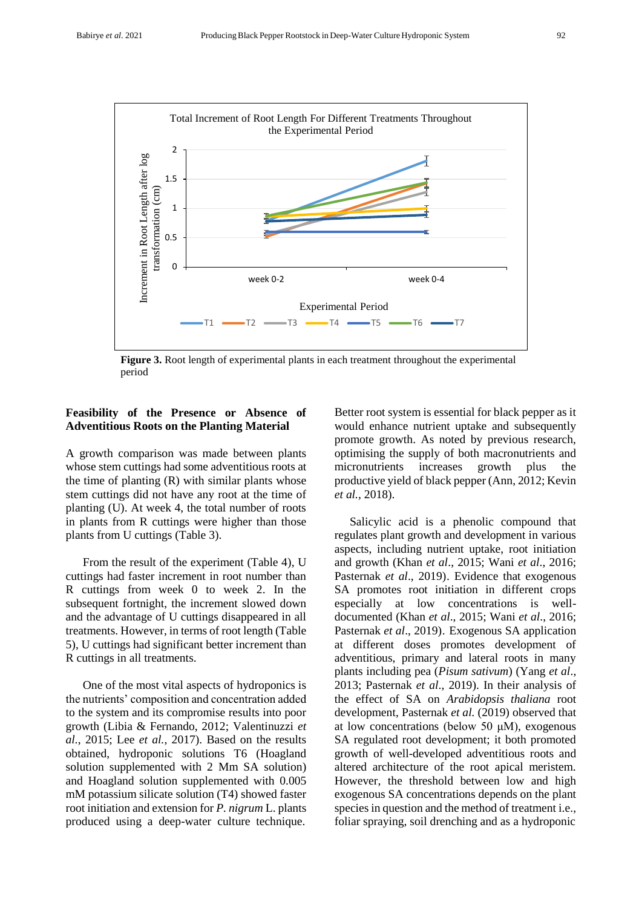**Figure 3.** Root length of experimental plants in each treatment throughout the experimental period

**Feasibility of the Presence or Absence of Adventitious Roots on the Planting Material**

A growth comparison was made between plants whose stem cuttings had some adventitious roots at the time of planting (R) with similar plants whose stem cuttings did not have any root at the time of planting (U). At week 4, the total number of roots in plants from R cuttings were higher than those plants from U cuttings (Table 3).

From the result of the experiment (Table 4), U cuttings had faster increment in root number than R cuttings from week 0 to week 2. In the subsequent fortnight, the increment slowed down and the advantage of U cuttings disappeared in all treatments. However, in terms of root length (Table 5), U cuttings had significant better increment than R cuttings in all treatments.

One of the most vital aspects of hydroponics is the nutrients' composition and concentration added to the system and its compromise results into poor growth (Libia & Fernando, 2012; Valentinuzzi *et al.*, 2015; Lee *et al.*, 2017). Based on the results obtained, hydroponic solutions T6 (Hoagland solution supplemented with 2 Mm SA solution) and Hoagland solution supplemented with 0.005 mM potassium silicate solution (T4) showed faster root initiation and extension for *P. nigrum* L. plants produced using a deep-water culture technique. Better root system is essential for black pepper as it would enhance nutrient uptake and subsequently promote growth. As noted by previous research, optimising the supply of both macronutrients and micronutrients increases growth plus the productive yield of black pepper (Ann, 2012; Kevin *et al.*, 2018).

Salicylic acid is a phenolic compound that regulates plant growth and development in various aspects, including nutrient uptake, root initiation and growth (Khan *et al*., 2015; Wani *et al*., 2016; Pasternak *et al*., 2019). Evidence that exogenous SA promotes root initiation in different crops especially at low concentrations is well-documented (Khan *et al*., 2015; Wani *et al*., 2016; Pasternak *et al*., 2019). Exogenous SA application at different doses promotes development of adventitious, primary and lateral roots in many plants including pea (*Pisum sativum*) (Yang *et al*., 2013; Pasternak *et al*., 2019). In their analysis of the effect of SA on *Arabidopsis thaliana* root development, Pasternak *et al.* (2019) observed that at low concentrations (below 50 μM), exogenous SA regulated root development; it both promoted growth of well-developed adventitious roots and altered architecture of the root apical meristem. However, the threshold between low and high exogenous SA concentrations depends on the plant species in question and the method of treatment i.e., foliar spraying, soil drenching and as a hydroponic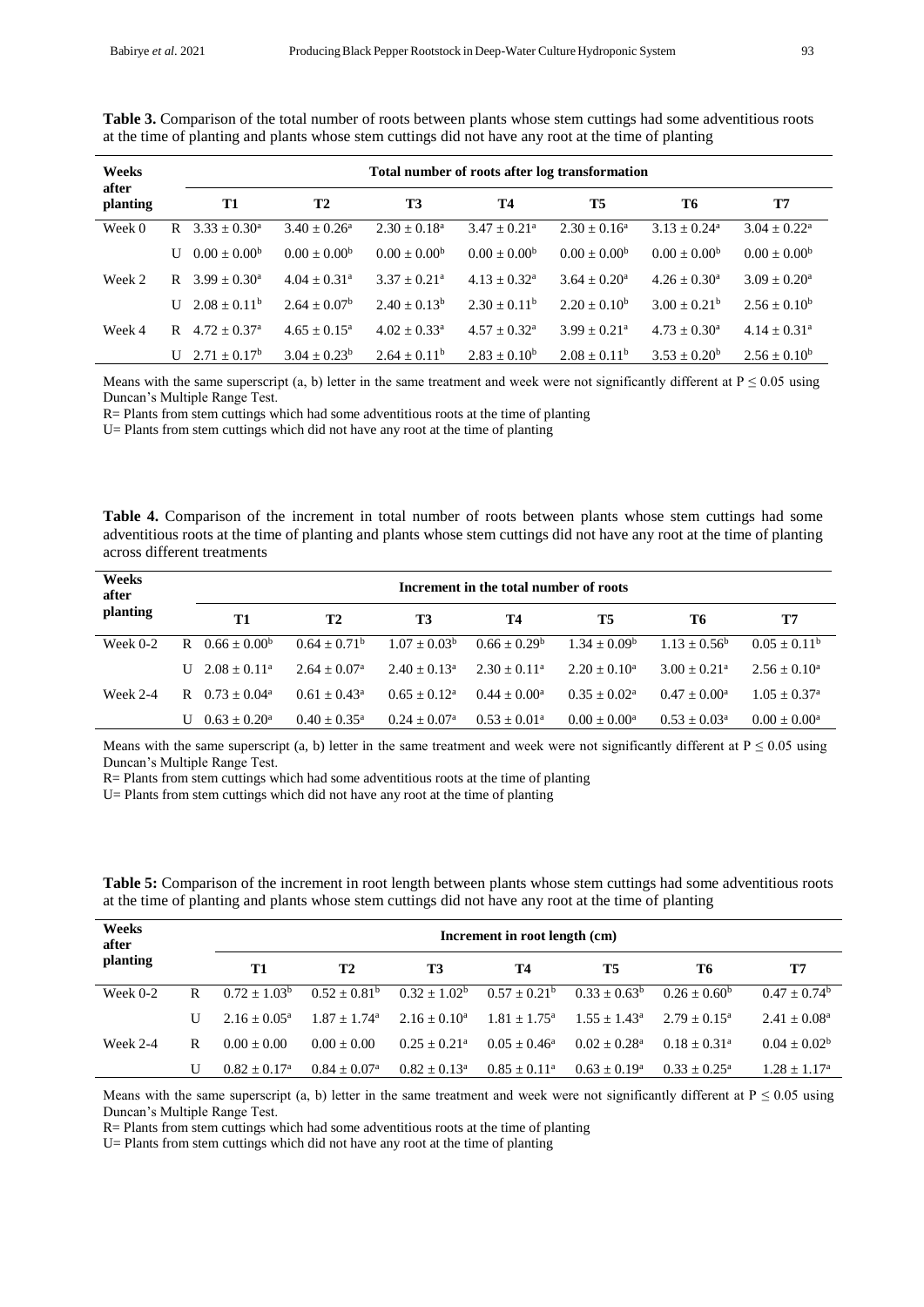**Table 3.** Comparison of the total number of roots between plants whose stem cuttings had some adventitious roots at the time of planting and plants whose stem cuttings did not have any root at the time of planting

| Weeks after planting | | Total number of roots after log transformation | | | | | | |
|---|---|---|---|---|---|---|---|---|
| | | T1 | T2 | T3 | T4 | T5 | T6 | T7 |
| Week 0 | R | $3.33 \pm 0.30^a$ | $3.40 \pm 0.26^a$ | $2.30 \pm 0.18^a$ | $3.47 \pm 0.21^a$ | $2.30 \pm 0.16^a$ | $3.13 \pm 0.24^a$ | $3.04 \pm 0.22^a$ |
| | U | $0.00 \pm 0.00^b$ | $0.00 \pm 0.00^b$ | $0.00 \pm 0.00^b$ | $0.00 \pm 0.00^b$ | $0.00 \pm 0.00^b$ | $0.00 \pm 0.00^b$ | $0.00 \pm 0.00^b$ |
| Week 2 | R | $3.99 \pm 0.30^a$ | $4.04 \pm 0.31^a$ | $3.37 \pm 0.21^a$ | $4.13 \pm 0.32^a$ | $3.64 \pm 0.20^a$ | $4.26 \pm 0.30^a$ | $3.09 \pm 0.20^a$ |
| | U | $2.08 \pm 0.11^b$ | $2.64 \pm 0.07^b$ | $2.40 \pm 0.13^b$ | $2.30 \pm 0.11^b$ | $2.20 \pm 0.10^b$ | $3.00 \pm 0.21^b$ | $2.56 \pm 0.10^b$ |
| Week 4 | R | $4.72 \pm 0.37^a$ | $4.65 \pm 0.15^a$ | $4.02 \pm 0.33^a$ | $4.57 \pm 0.32^a$ | $3.99 \pm 0.21^a$ | $4.73 \pm 0.30^a$ | $4.14 \pm 0.31^a$ |
| | U | $2.71 \pm 0.17^b$ | $3.04 \pm 0.23^b$ | $2.64 \pm 0.11^b$ | $2.83 \pm 0.10^b$ | $2.08 \pm 0.11^b$ | $3.53 \pm 0.20^b$ | $2.56 \pm 0.10^b$ |

Means with the same superscript (a, b) letter in the same treatment and week were not significantly different at $P \leq 0.05$ using Duncan's Multiple Range Test.

R= Plants from stem cuttings which had some adventitious roots at the time of planting

U= Plants from stem cuttings which did not have any root at the time of planting

**Table 4.** Comparison of the increment in total number of roots between plants whose stem cuttings had some adventitious roots at the time of planting and plants whose stem cuttings did not have any root at the time of planting across different treatments

| Weeks after planting | | Increment in the total number of roots | | | | | | |
|---|---|---|---|---|---|---|---|---|
| | | T1 | T2 | T3 | T4 | T5 | T6 | T7 |
| Week 0-2 | R | $0.66 \pm 0.00^b$ | $0.64 \pm 0.71^b$ | $1.07 \pm 0.03^b$ | $0.66 \pm 0.29^b$ | $1.34 \pm 0.09^b$ | $1.13 \pm 0.56^b$ | $0.05 \pm 0.11^b$ |
| | U | $2.08 \pm 0.11^a$ | $2.64 \pm 0.07^a$ | $2.40 \pm 0.13^a$ | $2.30 \pm 0.11^a$ | $2.20 \pm 0.10^a$ | $3.00 \pm 0.21^a$ | $2.56 \pm 0.10^a$ |
| Week 2-4 | R | $0.73 \pm 0.04^a$ | $0.61 \pm 0.43^a$ | $0.65 \pm 0.12^a$ | $0.44 \pm 0.00^a$ | $0.35 \pm 0.02^a$ | $0.47 \pm 0.00^a$ | $1.05 \pm 0.37^a$ |
| | U | $0.63 \pm 0.20^a$ | $0.40 \pm 0.35^a$ | $0.24 \pm 0.07^a$ | $0.53 \pm 0.01^a$ | $0.00 \pm 0.00^a$ | $0.53 \pm 0.03^a$ | $0.00 \pm 0.00^a$ |

Means with the same superscript (a, b) letter in the same treatment and week were not significantly different at $P \leq 0.05$ using Duncan's Multiple Range Test.

R= Plants from stem cuttings which had some adventitious roots at the time of planting

U= Plants from stem cuttings which did not have any root at the time of planting

**Table 5:** Comparison of the increment in root length between plants whose stem cuttings had some adventitious roots at the time of planting and plants whose stem cuttings did not have any root at the time of planting

| Weeks after planting | | Increment in root length (cm) | | | | | | |
|---|---|---|---|---|---|---|---|---|
| | | T1 | T2 | T3 | T4 | T5 | T6 | T7 |
| Week 0-2 | R | $0.72 \pm 1.03^b$ | $0.52 \pm 0.81^b$ | $0.32 \pm 1.02^b$ | $0.57 \pm 0.21^b$ | $0.33 \pm 0.63^b$ | $0.26 \pm 0.60^b$ | $0.47 \pm 0.74^b$ |
| | U | $2.16 \pm 0.05^a$ | $1.87 \pm 1.74^a$ | $2.16 \pm 0.10^a$ | $1.81 \pm 1.75^a$ | $1.55 \pm 1.43^a$ | $2.79 \pm 0.15^a$ | $2.41 \pm 0.08^a$ |
| Week 2-4 | R | $0.00 \pm 0.00$ | $0.00 \pm 0.00$ | $0.25 \pm 0.21^a$ | $0.05 \pm 0.46^a$ | $0.02 \pm 0.28^a$ | $0.18 \pm 0.31^a$ | $0.04 \pm 0.02^b$ |
| | U | $0.82 \pm 0.17^a$ | $0.84 \pm 0.07^a$ | $0.82 \pm 0.13^a$ | $0.85 \pm 0.11^a$ | $0.63 \pm 0.19^a$ | $0.33 \pm 0.25^a$ | $1.28 \pm 1.17^a$ |

Means with the same superscript (a, b) letter in the same treatment and week were not significantly different at $P \leq 0.05$ using Duncan's Multiple Range Test.

R= Plants from stem cuttings which had some adventitious roots at the time of planting

U= Plants from stem cuttings which did not have any root at the time of planting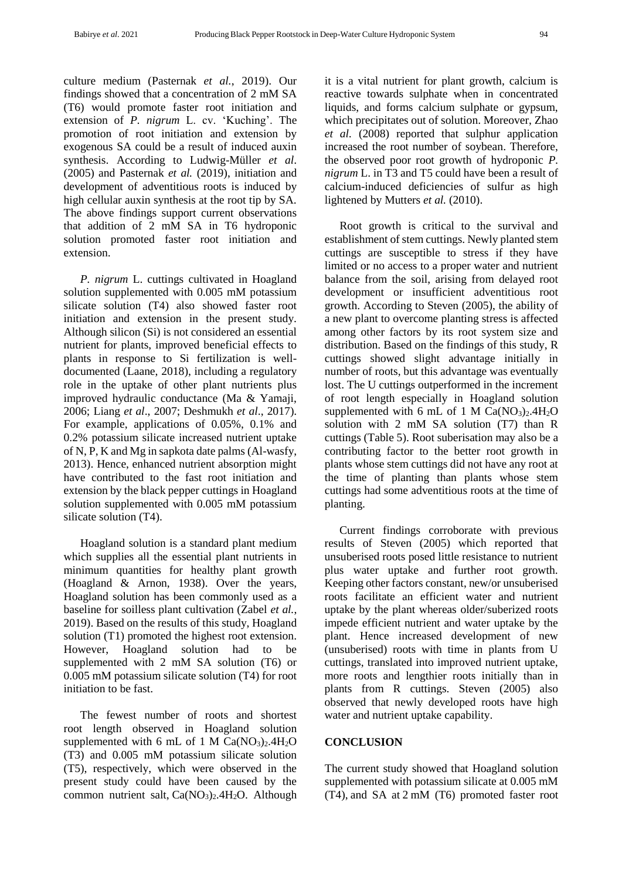culture medium (Pasternak *et al.*, 2019). Our findings showed that a concentration of 2 mM SA (T6) would promote faster root initiation and extension of *P. nigrum* L. cv. 'Kuching'. The promotion of root initiation and extension by exogenous SA could be a result of induced auxin synthesis. According to Ludwig-Müller *et al.* (2005) and Pasternak *et al.* (2019), initiation and development of adventitious roots is induced by high cellular auxin synthesis at the root tip by SA. The above findings support current observations that addition of 2 mM SA in T6 hydroponic solution promoted faster root initiation and extension.

*P. nigrum* L. cuttings cultivated in Hoagland solution supplemented with 0.005 mM potassium silicate solution (T4) also showed faster root initiation and extension in the present study. Although silicon (Si) is not considered an essential nutrient for plants, improved beneficial effects to plants in response to Si fertilization is well-documented (Laane, 2018), including a regulatory role in the uptake of other plant nutrients plus improved hydraulic conductance (Ma & Yamaji, 2006; Liang *et al*., 2007; Deshmukh *et al*., 2017). For example, applications of 0.05%, 0.1% and 0.2% potassium silicate increased nutrient uptake of N, P, K and Mg in sapkota date palms (Al-wasfy, 2013). Hence, enhanced nutrient absorption might have contributed to the fast root initiation and extension by the black pepper cuttings in Hoagland solution supplemented with 0.005 mM potassium silicate solution (T4).

Hoagland solution is a standard plant medium which supplies all the essential plant nutrients in minimum quantities for healthy plant growth (Hoagland & Arnon, 1938). Over the years, Hoagland solution has been commonly used as a baseline for soilless plant cultivation (Zabel *et al.*, 2019). Based on the results of this study, Hoagland solution (T1) promoted the highest root extension. However, Hoagland solution had to be supplemented with 2 mM SA solution (T6) or 0.005 mM potassium silicate solution (T4) for root initiation to be fast.

The fewest number of roots and shortest root length observed in Hoagland solution supplemented with 6 mL of 1 M $Ca(NO_3)_2.4H_2O$ (T3) and 0.005 mM potassium silicate solution (T5), respectively, which were observed in the present study could have been caused by the common nutrient salt, $Ca(NO_3)_2.4H_2O$. Although it is a vital nutrient for plant growth, calcium is reactive towards sulphate when in concentrated liquids, and forms calcium sulphate or gypsum, which precipitates out of solution. Moreover, Zhao *et al.* (2008) reported that sulphur application increased the root number of soybean. Therefore, the observed poor root growth of hydroponic *P. nigrum* L. in T3 and T5 could have been a result of calcium-induced deficiencies of sulfur as high lightened by Mutters *et al.* (2010).

Root growth is critical to the survival and establishment of stem cuttings. Newly planted stem cuttings are susceptible to stress if they have limited or no access to a proper water and nutrient balance from the soil, arising from delayed root development or insufficient adventitious root growth. According to Steven (2005), the ability of a new plant to overcome planting stress is affected among other factors by its root system size and distribution. Based on the findings of this study, R cuttings showed slight advantage initially in number of roots, but this advantage was eventually lost. The U cuttings outperformed in the increment of root length especially in Hoagland solution supplemented with 6 mL of 1 M $Ca(NO_3)_2.4H_2O$ solution with 2 mM SA solution (T7) than R cuttings (Table 5). Root suberisation may also be a contributing factor to the better root growth in plants whose stem cuttings did not have any root at the time of planting than plants whose stem cuttings had some adventitious roots at the time of planting.

Current findings corroborate with previous results of Steven (2005) which reported that unsuberised roots posed little resistance to nutrient plus water uptake and further root growth. Keeping other factors constant, new/or unsuberised roots facilitate an efficient water and nutrient uptake by the plant whereas older/suberized roots impede efficient nutrient and water uptake by the plant. Hence increased development of new (unsuberised) roots with time in plants from U cuttings, translated into improved nutrient uptake, more roots and lengthier roots initially than in plants from R cuttings. Steven (2005) also observed that newly developed roots have high water and nutrient uptake capability.

## CONCLUSION

The current study showed that Hoagland solution supplemented with potassium silicate at 0.005 mM (T4), and SA at 2 mM (T6) promoted faster root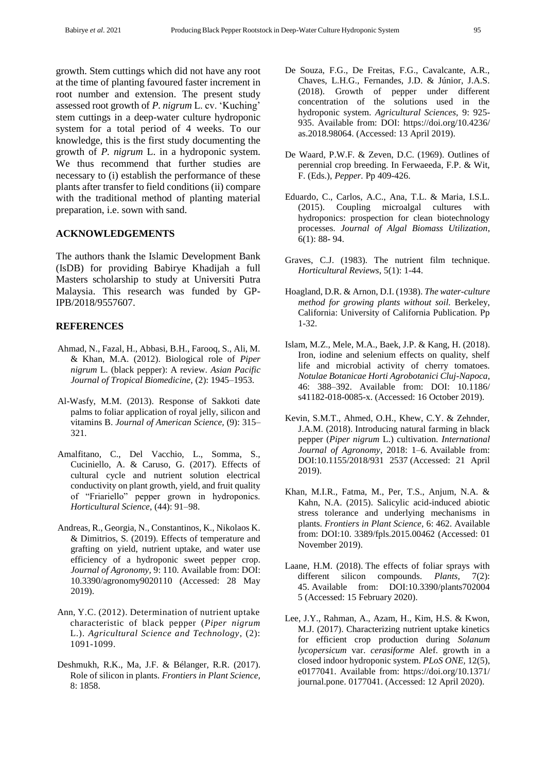growth. Stem cuttings which did not have any root at the time of planting favoured faster increment in root number and extension. The present study assessed root growth of *P. nigrum* L. cv. 'Kuching' stem cuttings in a deep-water culture hydroponic system for a total period of 4 weeks. To our knowledge, this is the first study documenting the growth of *P. nigrum* L. in a hydroponic system. We thus recommend that further studies are necessary to (i) establish the performance of these plants after transfer to field conditions (ii) compare with the traditional method of planting material preparation, i.e. sown with sand.

## ACKNOWLEDGEMENTS

The authors thank the Islamic Development Bank (IsDB) for providing Babirye Khadijah a full Masters scholarship to study at Universiti Putra Malaysia. This research was funded by GP-IPB/2018/9557607.

## REFERENCES

Ahmad, N., Fazal, H., Abbasi, B.H., Farooq, S., Ali, M. & Khan, M.A. (2012). Biological role of *Piper nigrum* L. (black pepper): A review. *Asian Pacific Journal of Tropical Biomedicine*, (2): 1945–1953.

Al-Wasfy, M.M. (2013). Response of Sakkoti date palms to foliar application of royal jelly, silicon and vitamins B. *Journal of American Science*, (9): 315–321.

Amalfitano, C., Del Vacchio, L., Somma, S., Cuciniello, A. & Caruso, G. (2017). Effects of cultural cycle and nutrient solution electrical conductivity on plant growth, yield, and fruit quality of "Friariello" pepper grown in hydroponics. *Horticultural Science*, (44): 91–98.

Andreas, R., Georgia, N., Constantinos, K., Nikolaos K. & Dimitrios, S. (2019). Effects of temperature and grafting on yield, nutrient uptake, and water use efficiency of a hydroponic sweet pepper crop. *Journal of Agronomy*, 9: 110. Available from: DOI: 10.3390/agronomy9020110 (Accessed: 28 May 2019).

Ann, Y.C. (2012). Determination of nutrient uptake characteristic of black pepper (*Piper nigrum* L.). *Agricultural Science and Technology*, (2): 1091-1099.

Deshmukh, R.K., Ma, J.F. & Bélanger, R.R. (2017). Role of silicon in plants. *Frontiers in Plant Science*, 8: 1858.

De Souza, F.G., De Freitas, F.G., Cavalcante, A.R., Chaves, L.H.G., Fernandes, J.D. & Júnior, J.A.S. (2018). Growth of pepper under different concentration of the solutions used in the hydroponic system. *Agricultural Sciences*, 9: 925-935. Available from: DOI: https://doi.org/10.4236/as.2018.98064. (Accessed: 13 April 2019).

De Waard, P.W.F. & Zeven, D.C. (1969). Outlines of perennial crop breeding. In Ferwaeeda, F.P. & Wit, F. (Eds.), *Pepper*. Pp 409-426.

Eduardo, C., Carlos, A.C., Ana, T.L. & Maria, I.S.L. (2015). Coupling microalgal cultures with hydroponics: prospection for clean biotechnology processes. *Journal of Algal Biomass Utilization*, 6(1): 88- 94.

Graves, C.J. (1983). The nutrient film technique. *Horticultural Reviews*, 5(1): 1-44.

Hoagland, D.R. & Arnon, D.I. (1938). *The water-culture method for growing plants without soil.* Berkeley, California: University of California Publication. Pp 1-32.

Islam, M.Z., Mele, M.A., Baek, J.P. & Kang, H. (2018). Iron, iodine and selenium effects on quality, shelf life and microbial activity of cherry tomatoes. *Notulae Botanicae Horti Agrobotanici Cluj-Napoca*, 46: 388–392. Available from: DOI: 10.1186/s41182-018-0085-x. (Accessed: 16 October 2019).

Kevin, S.M.T., Ahmed, O.H., Khew, C.Y. & Zehnder, J.A.M. (2018). Introducing natural farming in black pepper (*Piper nigrum* L.) cultivation. *International Journal of Agronomy*, 2018: 1–6. Available from: DOI:10.1155/2018/931 2537 (Accessed: 21 April 2019).

Khan, M.I.R., Fatma, M., Per, T.S., Anjum, N.A. & Kahn, N.A. (2015). Salicylic acid-induced abiotic stress tolerance and underlying mechanisms in plants. *Frontiers in Plant Science*, 6: 462. Available from: DOI:10. 3389/fpls.2015.00462 (Accessed: 01 November 2019).

Laane, H.M. (2018). The effects of foliar sprays with different silicon compounds. *Plants*, 7(2): 45. Available from: DOI:10.3390/plants702004 5 (Accessed: 15 February 2020).

Lee, J.Y., Rahman, A., Azam, H., Kim, H.S. & Kwon, M.J. (2017). Characterizing nutrient uptake kinetics for efficient crop production during *Solanum lycopersicum* var. *cerasiforme* Alef. growth in a closed indoor hydroponic system. *PLoS ONE*, 12(5), e0177041. Available from: https://doi.org/10.1371/journal.pone. 0177041. (Accessed: 12 April 2020).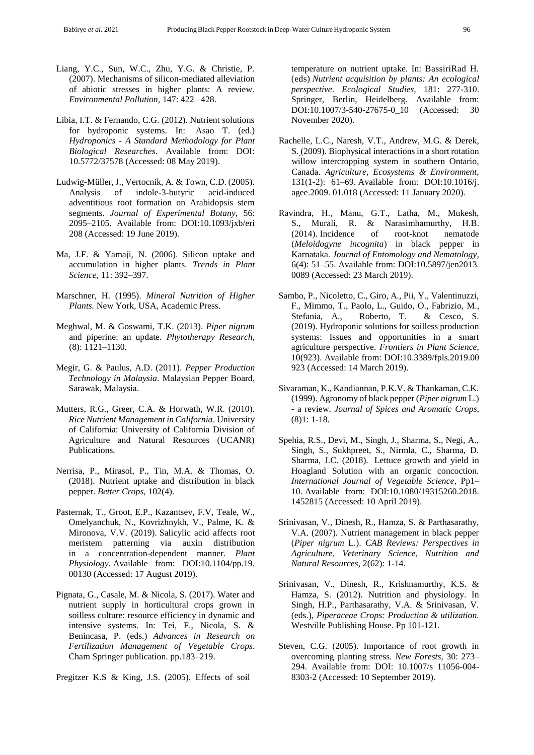Liang, Y.C., Sun, W.C., Zhu, Y.G. & Christie, P. (2007). Mechanisms of silicon-mediated alleviation of abiotic stresses in higher plants: A review. *Environmental Pollution,* 147: 422– 428.

Libia, I.T. & Fernando, C.G. (2012). Nutrient solutions for hydroponic systems. In: Asao T. (ed.) *Hydroponics - A Standard Methodology for Plant Biological Researches*. Available from: DOI: 10.5772/37578 (Accessed: 08 May 2019).

Ludwig-Müller, J., Vertocnik, A. & Town, C.D. (2005). Analysis of indole-3-butyric acid-induced adventitious root formation on Arabidopsis stem segments. *Journal of Experimental Botany,* 56: 2095–2105. Available from: DOI:10.1093/jxb/eri 208 (Accessed: 19 June 2019).

Ma, J.F. & Yamaji, N. (2006). Silicon uptake and accumulation in higher plants. *Trends in Plant Science,* 11: 392–397.

Marschner, H. (1995). *Mineral Nutrition of Higher Plants.* New York, USA, Academic Press.

Meghwal, M. & Goswami, T.K. (2013). *Piper nigrum* and piperine: an update. *Phytotherapy Research,* (8): 1121–1130.

Megir, G. & Paulus, A.D. (2011). *Pepper Production Technology in Malaysia*. Malaysian Pepper Board, Sarawak, Malaysia.

Mutters, R.G., Greer, C.A. & Horwath, W.R. (2010). *Rice Nutrient Management in California*. University of California: University of California Division of Agriculture and Natural Resources (UCANR) Publications.

Nerrisa, P., Mirasol, P., Tin, M.A. & Thomas, O. (2018). Nutrient uptake and distribution in black pepper. *Better Crops,* 102(4).

Pasternak, T., Groot, E.P., Kazantsev, F.V, Teale, W., Omelyanchuk, N., Kovrizhnykh, V., Palme, K. & Mironova, V.V. (2019). Salicylic acid affects root meristem patterning via auxin distribution in a concentration-dependent manner. *Plant Physiology*. Available from: DOI:10.1104/pp.19. 00130 (Accessed: 17 August 2019).

Pignata, G., Casale, M. & Nicola, S. (2017). Water and nutrient supply in horticultural crops grown in soilless culture: resource efficiency in dynamic and intensive systems. In: Tei, F., Nicola, S. & Benincasa, P. (eds.) *Advances in Research on Fertilization Management of Vegetable Crops*. Cham Springer publication. pp.183–219.

Pregitzer K.S & King, J.S. (2005). Effects of soil temperature on nutrient uptake. In: BassiriRad H. (eds) *Nutrient acquisition by plants: An ecological perspective*. *Ecological Studies,* 181: 277-310. Springer, Berlin, Heidelberg. Available from: DOI:10.1007/3-540-27675-0_10 (Accessed: 30 November 2020).

Rachelle, L.C., Naresh, V.T., Andrew, M.G. & Derek, S. (2009). Biophysical interactions in a short rotation willow intercropping system in southern Ontario, Canada. *Agriculture, Ecosystems & Environment,* 131(1-2): 61–69. Available from: DOI:10.1016/j. agee.2009. 01.018 (Accessed: 11 January 2020).

Ravindra, H., Manu, G.T., Latha, M., Mukesh, S., Murali, R. & Narasimhamurthy, H.B. (2014). Incidence of root-knot nematode (*Meloidogyne incognita*) in black pepper in Karnataka. *Journal of Entomology and Nematology,* 6(4): 51–55. Available from: DOI:10.5897/jen2013. 0089 (Accessed: 23 March 2019).

Sambo, P., Nicoletto, C., Giro, A., Pii, Y., Valentinuzzi, F., Mimmo, T., Paolo, L., Guido, O., Fabrizio, M., Stefania, A., Roberto, T. & Cesco, S. (2019). Hydroponic solutions for soilless production systems: Issues and opportunities in a smart agriculture perspective. *Frontiers in Plant Science,* 10(923). Available from: DOI:10.3389/fpls.2019.00 923 (Accessed: 14 March 2019).

Sivaraman, K., Kandiannan, P.K.V. & Thankaman, C.K. (1999). Agronomy of black pepper (*Piper nigrum* L.) - a review. *Journal of Spices and Aromatic Crops,* (8)1: 1-18.

Spehia, R.S., Devi, M., Singh, J., Sharma, S., Negi, A., Singh, S., Sukhpreet, S., Nirmla, C., Sharma, D. Sharma, J.C. (2018). Lettuce growth and yield in Hoagland Solution with an organic concoction. *International Journal of Vegetable Science*, Pp1–10. Available from: DOI:10.1080/19315260.2018. 1452815 (Accessed: 10 April 2019).

Srinivasan, V., Dinesh, R., Hamza, S. & Parthasarathy, V.A. (2007). Nutrient management in black pepper (*Piper nigrum* L.). *CAB Reviews: Perspectives in Agriculture, Veterinary Science, Nutrition and Natural Resources,* 2(62): 1-14.

Srinivasan, V., Dinesh, R., Krishnamurthy, K.S. & Hamza, S. (2012). Nutrition and physiology. In Singh, H.P., Parthasarathy, V.A. & Srinivasan, V. (eds.), *Piperaceae Crops: Production & utilization.* Westville Publishing House. Pp 101-121.

Steven, C.G. (2005). Importance of root growth in overcoming planting stress. *New Forests,* 30: 273–294. Available from: DOI: 10.1007/s 11056-004-8303-2 (Accessed: 10 September 2019).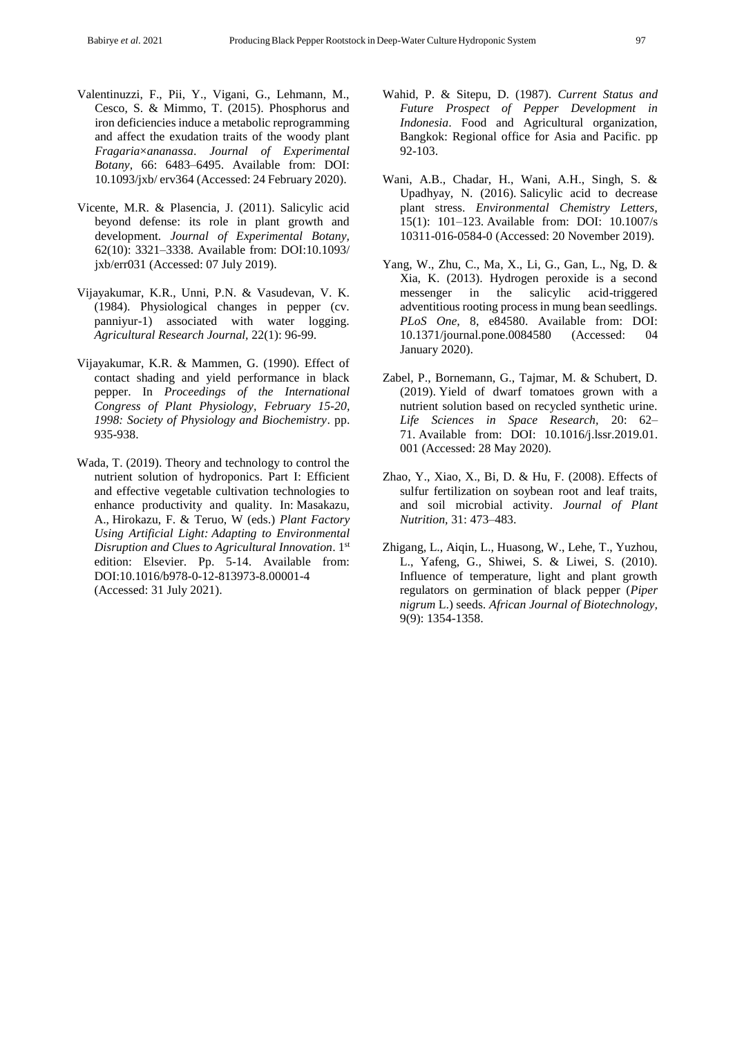Valentinuzzi, F., Pii, Y., Vigani, G., Lehmann, M., Cesco, S. & Mimmo, T. (2015). Phosphorus and iron deficiencies induce a metabolic reprogramming and affect the exudation traits of the woody plant *Fragaria×ananassa*. *Journal of Experimental Botany,* 66: 6483–6495. Available from: DOI: 10.1093/jxb/ erv364 (Accessed: 24 February 2020).

Vicente, M.R. & Plasencia, J. (2011). Salicylic acid beyond defense: its role in plant growth and development. *Journal of Experimental Botany,* 62(10): 3321–3338. Available from: DOI:10.1093/ jxb/err031 (Accessed: 07 July 2019).

Vijayakumar, K.R., Unni, P.N. & Vasudevan, V. K. (1984). Physiological changes in pepper (cv. panniyur-1) associated with water logging. *Agricultural Research Journal,* 22(1): 96-99.

Vijayakumar, K.R. & Mammen, G. (1990). Effect of contact shading and yield performance in black pepper. In *Proceedings of the International Congress of Plant Physiology, February 15-20, 1998: Society of Physiology and Biochemistry*. pp. 935-938.

Wada, T. (2019). Theory and technology to control the nutrient solution of hydroponics. Part I: Efficient and effective vegetable cultivation technologies to enhance productivity and quality. In: Masakazu, A., Hirokazu, F. & Teruo, W (eds.) *Plant Factory Using Artificial Light: Adapting to Environmental Disruption and Clues to Agricultural Innovation*. 1st edition: Elsevier. Pp. 5-14. Available from: DOI:10.1016/b978-0-12-813973-8.00001-4 (Accessed: 31 July 2021).

Wahid, P. & Sitepu, D. (1987). *Current Status and Future Prospect of Pepper Development in Indonesia*. Food and Agricultural organization, Bangkok: Regional office for Asia and Pacific. pp 92-103.

Wani, A.B., Chadar, H., Wani, A.H., Singh, S. & Upadhyay, N. (2016). Salicylic acid to decrease plant stress. *Environmental Chemistry Letters,* 15(1): 101–123. Available from: DOI: 10.1007/s 10311-016-0584-0 (Accessed: 20 November 2019).

Yang, W., Zhu, C., Ma, X., Li, G., Gan, L., Ng, D. & Xia, K. (2013). Hydrogen peroxide is a second messenger in the salicylic acid-triggered adventitious rooting process in mung bean seedlings. *PLoS One*, 8, e84580. Available from: DOI: 10.1371/journal.pone.0084580 (Accessed: 04 January 2020).

Zabel, P., Bornemann, G., Tajmar, M. & Schubert, D. (2019). Yield of dwarf tomatoes grown with a nutrient solution based on recycled synthetic urine. *Life Sciences in Space Research,* 20: 62–71. Available from: DOI: 10.1016/j.lssr.2019.01. 001 (Accessed: 28 May 2020).

Zhao, Y., Xiao, X., Bi, D. & Hu, F. (2008). Effects of sulfur fertilization on soybean root and leaf traits, and soil microbial activity. *Journal of Plant Nutrition,* 31: 473–483.

Zhigang, L., Aiqin, L., Huasong, W., Lehe, T., Yuzhou, L., Yafeng, G., Shiwei, S. & Liwei, S. (2010). Influence of temperature, light and plant growth regulators on germination of black pepper (*Piper nigrum* L.) seeds. *African Journal of Biotechnology,* 9(9): 1354-1358.